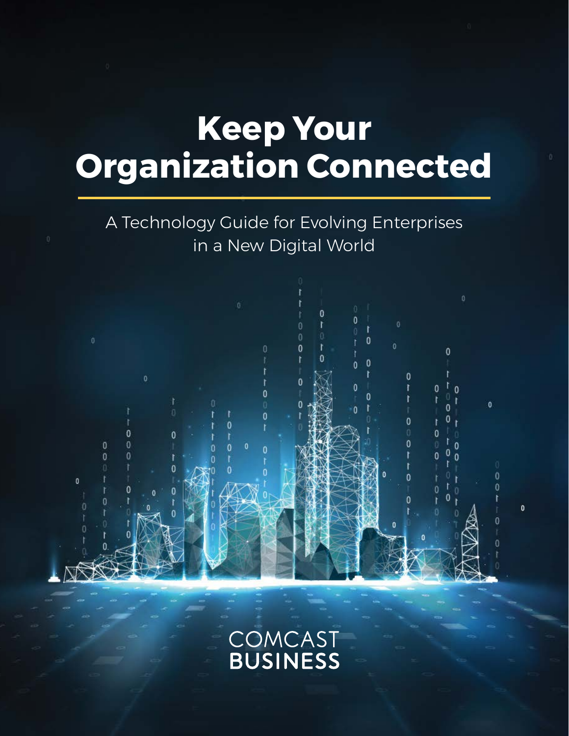# Keep Your Organization Connected

A Technology Guide for Evolving Enterprises in a New Digital World

COMCAST
BUSINESS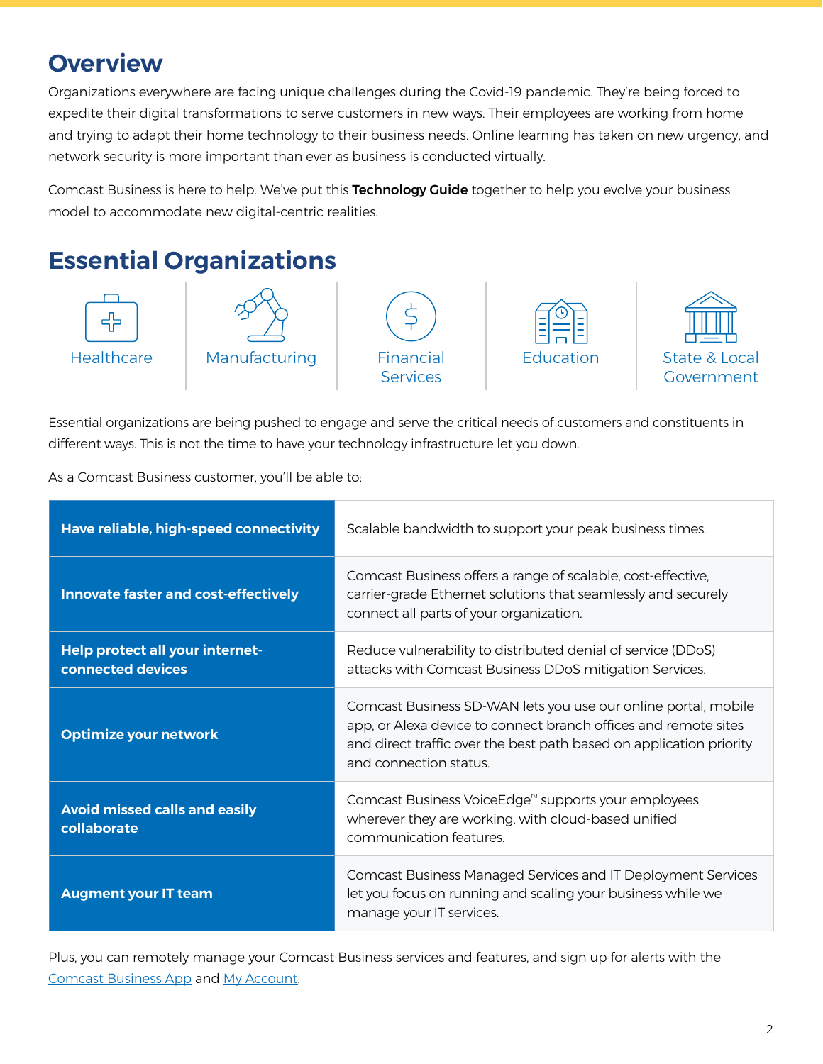## Overview

Organizations everywhere are facing unique challenges during the Covid-19 pandemic. They're being forced to expedite their digital transformations to serve customers in new ways. Their employees are working from home and trying to adapt their home technology to their business needs. Online learning has taken on new urgency, and network security is more important than ever as business is conducted virtually.

Comcast Business is here to help. We've put this **Technology Guide** together to help you evolve your business model to accommodate new digital-centric realities.

## Essential Organizations

Healthcare | Manufacturing | Financial Services | Education | State & Local Government

Essential organizations are being pushed to engage and serve the critical needs of customers and constituents in different ways. This is not the time to have your technology infrastructure let you down.

As a Comcast Business customer, you'll be able to:

| | |
|---|---|
| **Have reliable, high-speed connectivity** | Scalable bandwidth to support your peak business times. |
| **Innovate faster and cost-effectively** | Comcast Business offers a range of scalable, cost-effective, carrier-grade Ethernet solutions that seamlessly and securely connect all parts of your organization. |
| **Help protect all your internet-connected devices** | Reduce vulnerability to distributed denial of service (DDoS) attacks with Comcast Business DDoS mitigation Services. |
| **Optimize your network** | Comcast Business SD-WAN lets you use our online portal, mobile app, or Alexa device to connect branch offices and remote sites and direct traffic over the best path based on application priority and connection status. |
| **Avoid missed calls and easily collaborate** | Comcast Business VoiceEdge™ supports your employees wherever they are working, with cloud-based unified communication features. |
| **Augment your IT team** | Comcast Business Managed Services and IT Deployment Services let you focus on running and scaling your business while we manage your IT services. |

Plus, you can remotely manage your Comcast Business services and features, and sign up for alerts with the Comcast Business App and My Account.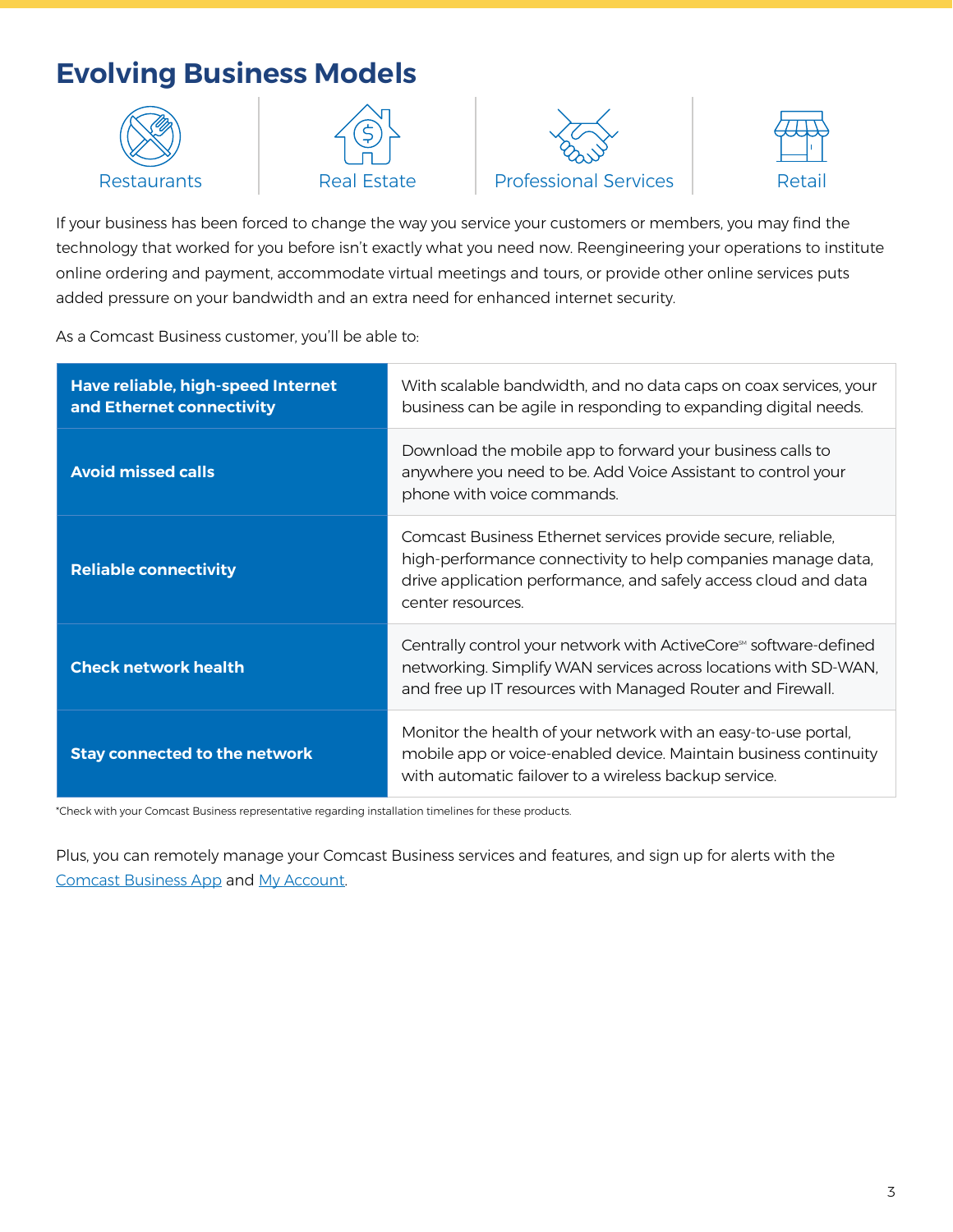# Evolving Business Models

Restaurants | Real Estate | Professional Services | Retail

If your business has been forced to change the way you service your customers or members, you may find the technology that worked for you before isn't exactly what you need now. Reengineering your operations to institute online ordering and payment, accommodate virtual meetings and tours, or provide other online services puts added pressure on your bandwidth and an extra need for enhanced internet security.

As a Comcast Business customer, you'll be able to:

| | |
|---|---|
| **Have reliable, high-speed Internet and Ethernet connectivity** | With scalable bandwidth, and no data caps on coax services, your business can be agile in responding to expanding digital needs. |
| **Avoid missed calls** | Download the mobile app to forward your business calls to anywhere you need to be. Add Voice Assistant to control your phone with voice commands. |
| **Reliable connectivity** | Comcast Business Ethernet services provide secure, reliable, high-performance connectivity to help companies manage data, drive application performance, and safely access cloud and data center resources. |
| **Check network health** | Centrally control your network with ActiveCore℠ software-defined networking. Simplify WAN services across locations with SD-WAN, and free up IT resources with Managed Router and Firewall. |
| **Stay connected to the network** | Monitor the health of your network with an easy-to-use portal, mobile app or voice-enabled device. Maintain business continuity with automatic failover to a wireless backup service. |

*Check with your Comcast Business representative regarding installation timelines for these products.

Plus, you can remotely manage your Comcast Business services and features, and sign up for alerts with the Comcast Business App and My Account.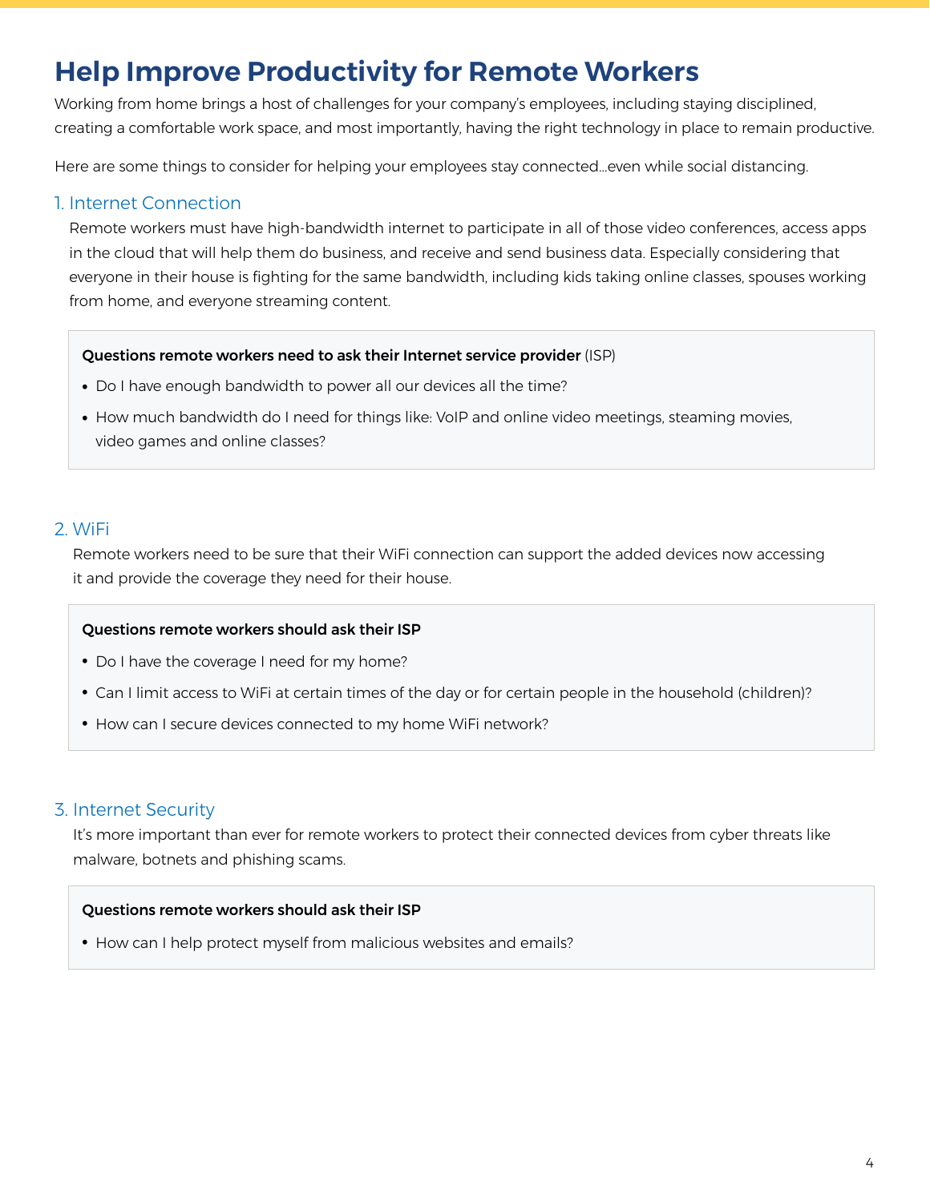# Help Improve Productivity for Remote Workers

Working from home brings a host of challenges for your company's employees, including staying disciplined, creating a comfortable work space, and most importantly, having the right technology in place to remain productive.

Here are some things to consider for helping your employees stay connected…even while social distancing.

## 1. Internet Connection

Remote workers must have high-bandwidth internet to participate in all of those video conferences, access apps in the cloud that will help them do business, and receive and send business data. Especially considering that everyone in their house is fighting for the same bandwidth, including kids taking online classes, spouses working from home, and everyone streaming content.

**Questions remote workers need to ask their Internet service provider** (ISP)

- Do I have enough bandwidth to power all our devices all the time?
- How much bandwidth do I need for things like: VoIP and online video meetings, steaming movies, video games and online classes?

## 2. WiFi

Remote workers need to be sure that their WiFi connection can support the added devices now accessing it and provide the coverage they need for their house.

**Questions remote workers should ask their ISP**

- Do I have the coverage I need for my home?
- Can I limit access to WiFi at certain times of the day or for certain people in the household (children)?
- How can I secure devices connected to my home WiFi network?

## 3. Internet Security

It's more important than ever for remote workers to protect their connected devices from cyber threats like malware, botnets and phishing scams.

**Questions remote workers should ask their ISP**

- How can I help protect myself from malicious websites and emails?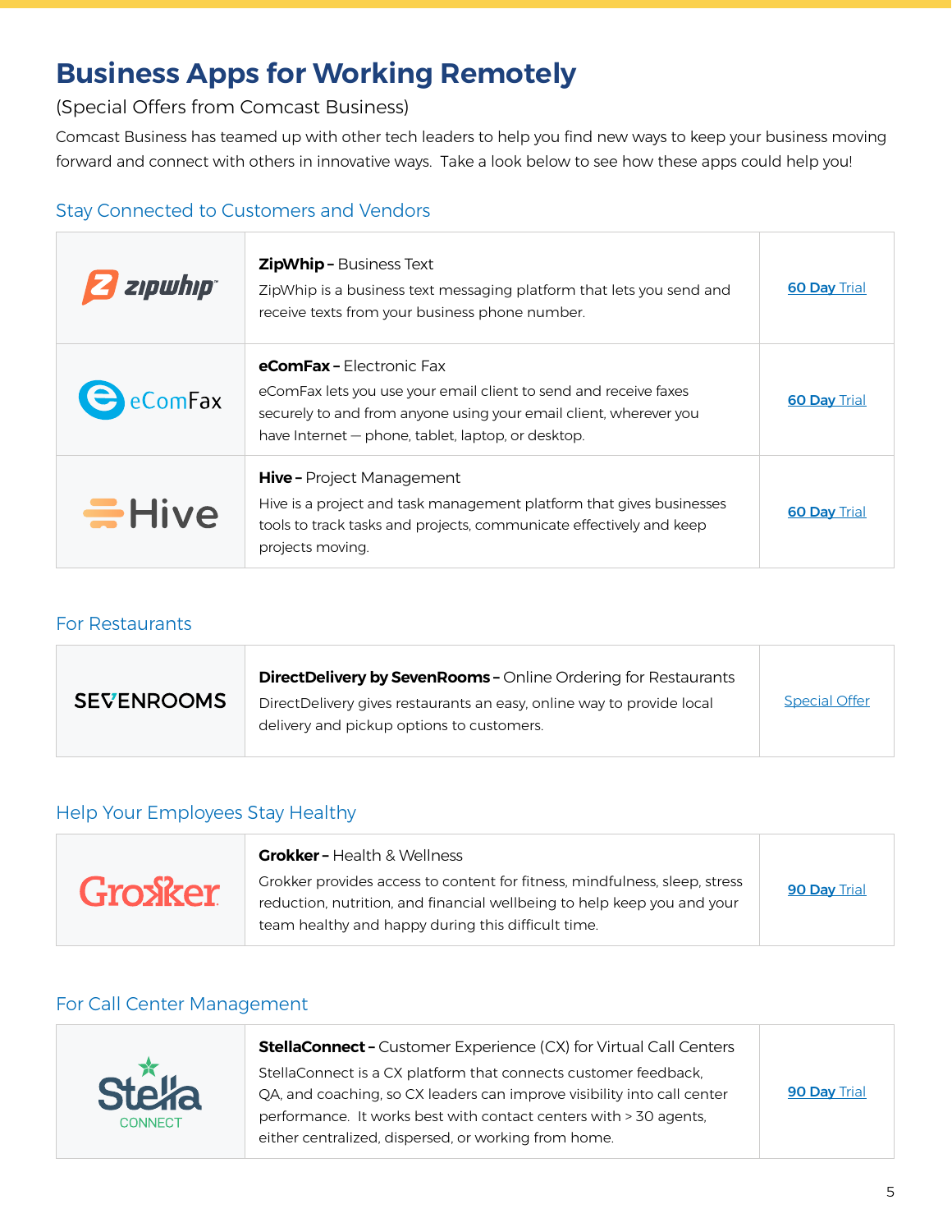# Business Apps for Working Remotely

(Special Offers from Comcast Business)

Comcast Business has teamed up with other tech leaders to help you find new ways to keep your business moving forward and connect with others in innovative ways. Take a look below to see how these apps could help you!

## Stay Connected to Customers and Vendors

| | | |
|---|---|---|
| zipwhip | **ZipWhip –** Business Text<br>ZipWhip is a business text messaging platform that lets you send and receive texts from your business phone number. | **60 Day** Trial |
| eComFax | **eComFax –** Electronic Fax<br>eComFax lets you use your email client to send and receive faxes securely to and from anyone using your email client, wherever you have Internet — phone, tablet, laptop, or desktop. | **60 Day** Trial |
| Hive | **Hive –** Project Management<br>Hive is a project and task management platform that gives businesses tools to track tasks and projects, communicate effectively and keep projects moving. | **60 Day** Trial |

## For Restaurants

| | | |
|---|---|---|
| SEVENROOMS | **DirectDelivery by SevenRooms –** Online Ordering for Restaurants<br>DirectDelivery gives restaurants an easy, online way to provide local delivery and pickup options to customers. | Special Offer |

## Help Your Employees Stay Healthy

| | | |
|---|---|---|
| Grokker | **Grokker –** Health & Wellness<br>Grokker provides access to content for fitness, mindfulness, sleep, stress reduction, nutrition, and financial wellbeing to help keep you and your team healthy and happy during this difficult time. | **90 Day** Trial |

## For Call Center Management

| | | |
|---|---|---|
| Stella CONNECT | **StellaConnect –** Customer Experience (CX) for Virtual Call Centers<br>StellaConnect is a CX platform that connects customer feedback, QA, and coaching, so CX leaders can improve visibility into call center performance. It works best with contact centers with > 30 agents, either centralized, dispersed, or working from home. | **90 Day** Trial |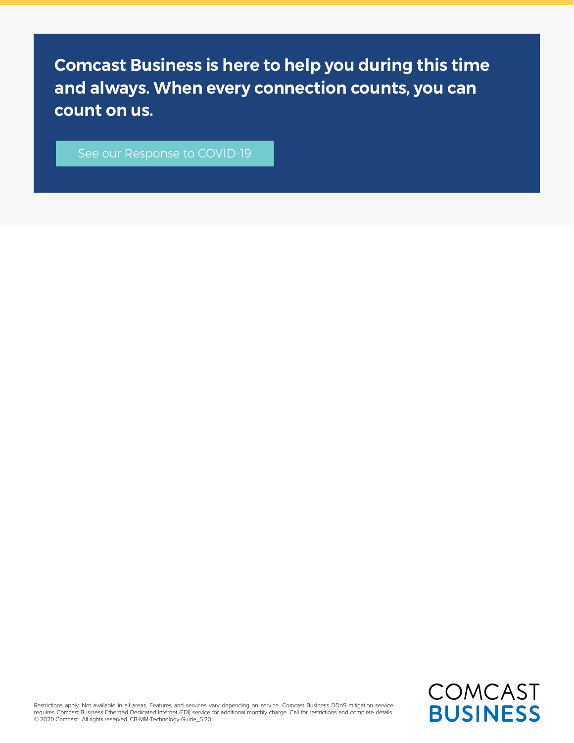**Comcast Business is here to help you during this time and always. When every connection counts, you can count on us.**

See our Response to COVID-19

Restrictions apply. Not available in all areas. Features and services vary depending on service. Comcast Business DDoS mitigation service requires Comcast Business Etherned Dedicated Internet (EDI) service for additional monthly charge. Call for restrictions and complete details. © 2020 Comcast. All rights reserved. CB-MM-Technology-Guide_5.20

COMCAST
BUSINESS